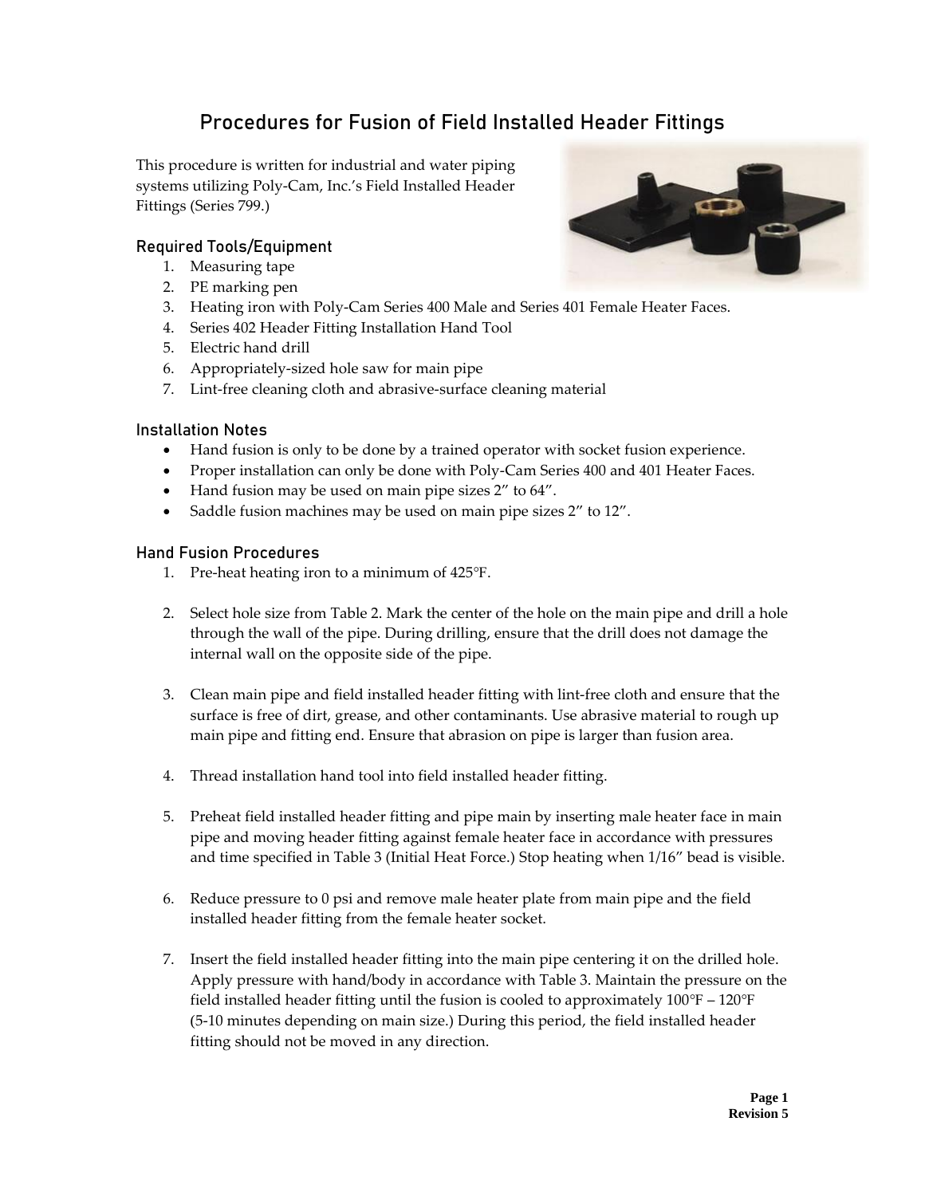# Procedures for Fusion of Field Installed Header Fittings

This procedure is written for industrial and water piping systems utilizing Poly-Cam, Inc.'s Field Installed Header Fittings (Series 799.)

### Required Tools/Equipment

1. Measuring tape
2. PE marking pen
3. Heating iron with Poly-Cam Series 400 Male and Series 401 Female Heater Faces.
4. Series 402 Header Fitting Installation Hand Tool
5. Electric hand drill
6. Appropriately-sized hole saw for main pipe
7. Lint-free cleaning cloth and abrasive-surface cleaning material

### Installation Notes

- Hand fusion is only to be done by a trained operator with socket fusion experience.
- Proper installation can only be done with Poly-Cam Series 400 and 401 Heater Faces.
- Hand fusion may be used on main pipe sizes 2" to 64".
- Saddle fusion machines may be used on main pipe sizes 2" to 12".

### Hand Fusion Procedures

1. Pre-heat heating iron to a minimum of 425°F.

2. Select hole size from Table 2. Mark the center of the hole on the main pipe and drill a hole through the wall of the pipe. During drilling, ensure that the drill does not damage the internal wall on the opposite side of the pipe.

3. Clean main pipe and field installed header fitting with lint-free cloth and ensure that the surface is free of dirt, grease, and other contaminants. Use abrasive material to rough up main pipe and fitting end. Ensure that abrasion on pipe is larger than fusion area.

4. Thread installation hand tool into field installed header fitting.

5. Preheat field installed header fitting and pipe main by inserting male heater face in main pipe and moving header fitting against female heater face in accordance with pressures and time specified in Table 3 (Initial Heat Force.) Stop heating when 1/16" bead is visible.

6. Reduce pressure to 0 psi and remove male heater plate from main pipe and the field installed header fitting from the female heater socket.

7. Insert the field installed header fitting into the main pipe centering it on the drilled hole. Apply pressure with hand/body in accordance with Table 3. Maintain the pressure on the field installed header fitting until the fusion is cooled to approximately 100°F – 120°F (5-10 minutes depending on main size.) During this period, the field installed header fitting should not be moved in any direction.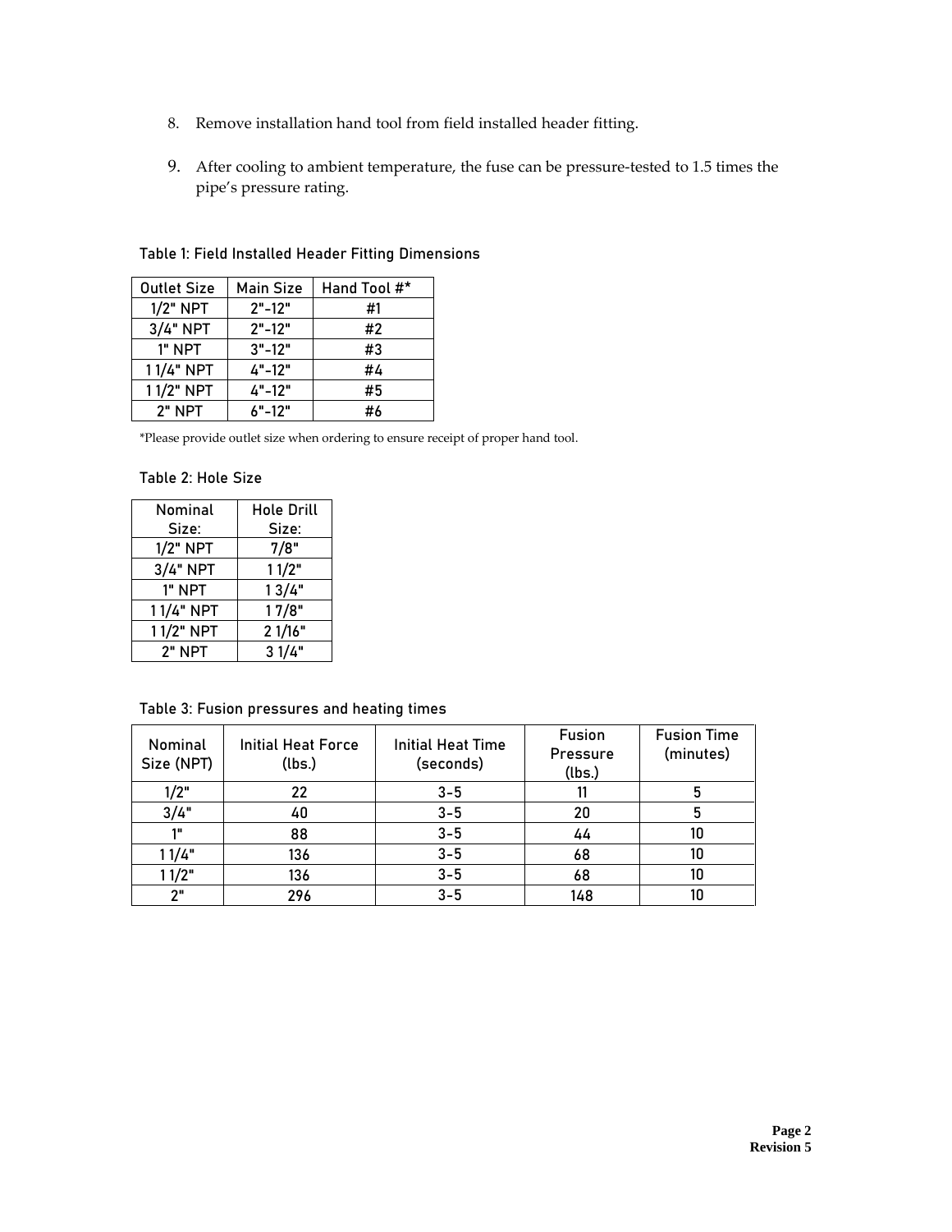8. Remove installation hand tool from field installed header fitting.

9. After cooling to ambient temperature, the fuse can be pressure-tested to 1.5 times the pipe's pressure rating.

Table 1: Field Installed Header Fitting Dimensions

| Outlet Size | Main Size | Hand Tool #* |
|---|---|---|
| 1/2" NPT | 2"-12" | #1 |
| 3/4" NPT | 2"-12" | #2 |
| 1" NPT | 3"-12" | #3 |
| 1 1/4" NPT | 4"-12" | #4 |
| 1 1/2" NPT | 4"-12" | #5 |
| 2" NPT | 6"-12" | #6 |

*Please provide outlet size when ordering to ensure receipt of proper hand tool.

Table 2: Hole Size

| Nominal Size: | Hole Drill Size: |
|---|---|
| 1/2" NPT | 7/8" |
| 3/4" NPT | 1 1/2" |
| 1" NPT | 1 3/4" |
| 1 1/4" NPT | 1 7/8" |
| 1 1/2" NPT | 2 1/16" |
| 2" NPT | 3 1/4" |

Table 3: Fusion pressures and heating times

| Nominal Size (NPT) | Initial Heat Force (lbs.) | Initial Heat Time (seconds) | Fusion Pressure (lbs.) | Fusion Time (minutes) |
|---|---|---|---|---|
| 1/2" | 22 | 3-5 | 11 | 5 |
| 3/4" | 40 | 3-5 | 20 | 5 |
| 1" | 88 | 3-5 | 44 | 10 |
| 1 1/4" | 136 | 3-5 | 68 | 10 |
| 1 1/2" | 136 | 3-5 | 68 | 10 |
| 2" | 296 | 3-5 | 148 | 10 |